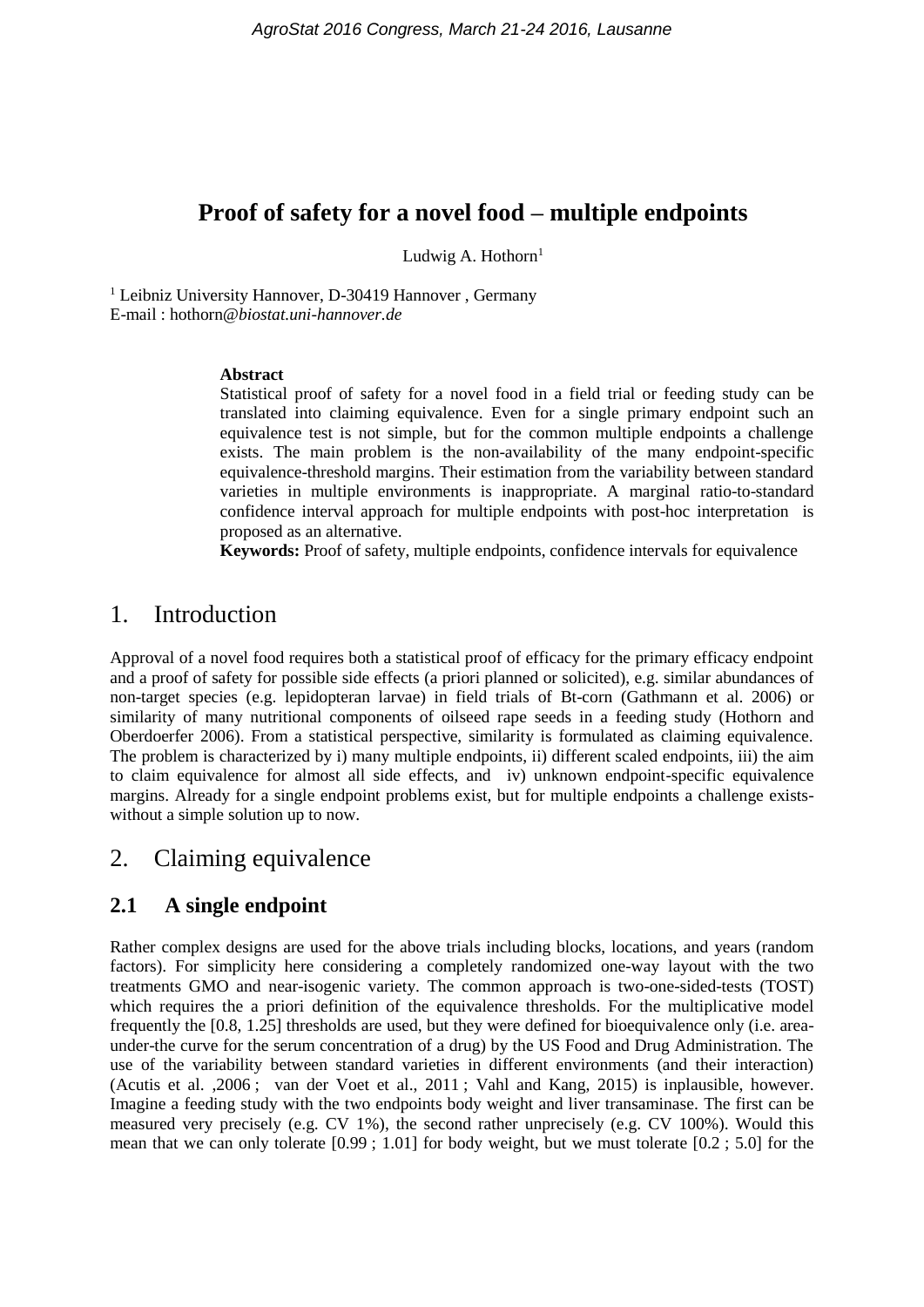# Proof of safety for a novel food – multiple endpoints

Ludwig A. Hothorn[1]

[1] Leibniz University Hannover, D-30419 Hannover , Germany
E-mail : hothorn@*biostat.uni-hannover.de*

**Abstract**

Statistical proof of safety for a novel food in a field trial or feeding study can be translated into claiming equivalence. Even for a single primary endpoint such an equivalence test is not simple, but for the common multiple endpoints a challenge exists. The main problem is the non-availability of the many endpoint-specific equivalence-threshold margins. Their estimation from the variability between standard varieties in multiple environments is inappropriate. A marginal ratio-to-standard confidence interval approach for multiple endpoints with post-hoc interpretation is proposed as an alternative.

**Keywords:** Proof of safety, multiple endpoints, confidence intervals for equivalence

## 1. Introduction

Approval of a novel food requires both a statistical proof of efficacy for the primary efficacy endpoint and a proof of safety for possible side effects (a priori planned or solicited), e.g. similar abundances of non-target species (e.g. lepidopteran larvae) in field trials of Bt-corn (Gathmann et al. 2006) or similarity of many nutritional components of oilseed rape seeds in a feeding study (Hothorn and Oberdoerfer 2006). From a statistical perspective, similarity is formulated as claiming equivalence. The problem is characterized by i) many multiple endpoints, ii) different scaled endpoints, iii) the aim to claim equivalence for almost all side effects, and iv) unknown endpoint-specific equivalence margins. Already for a single endpoint problems exist, but for multiple endpoints a challenge exists- without a simple solution up to now.

## 2. Claiming equivalence

### 2.1 A single endpoint

Rather complex designs are used for the above trials including blocks, locations, and years (random factors). For simplicity here considering a completely randomized one-way layout with the two treatments GMO and near-isogenic variety. The common approach is two-one-sided-tests (TOST) which requires the a priori definition of the equivalence thresholds. For the multiplicative model frequently the [0.8, 1.25] thresholds are used, but they were defined for bioequivalence only (i.e. area-under-the curve for the serum concentration of a drug) by the US Food and Drug Administration. The use of the variability between standard varieties in different environments (and their interaction) (Acutis et al. ,2006 ; van der Voet et al., 2011 ; Vahl and Kang, 2015) is inplausible, however. Imagine a feeding study with the two endpoints body weight and liver transaminase. The first can be measured very precisely (e.g. CV 1%), the second rather unprecisely (e.g. CV 100%). Would this mean that we can only tolerate [0.99 ; 1.01] for body weight, but we must tolerate [0.2 ; 5.0] for the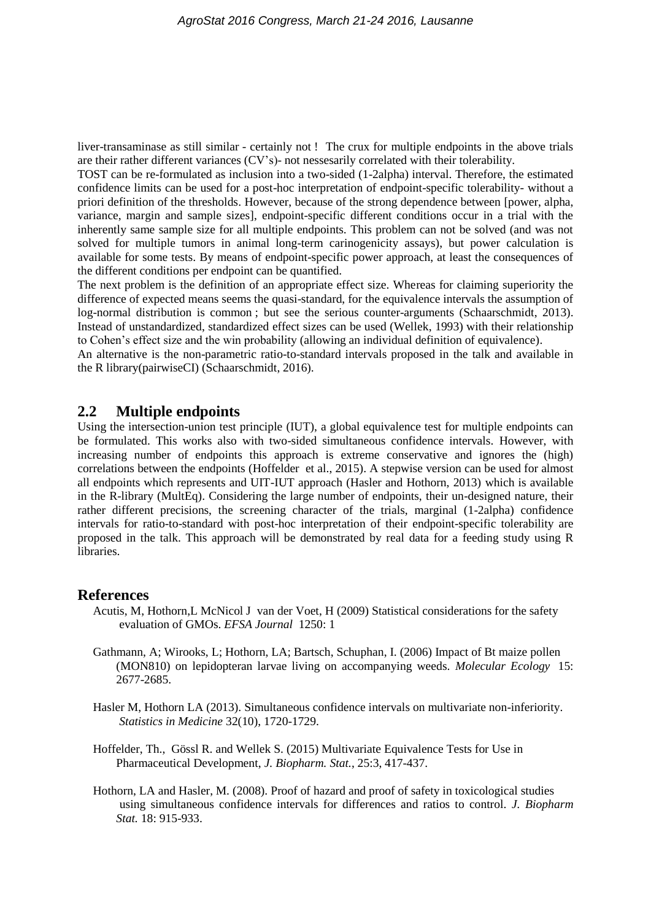liver-transaminase as still similar - certainly not ! The crux for multiple endpoints in the above trials are their rather different variances (CV's)- not nessesarily correlated with their tolerability.

TOST can be re-formulated as inclusion into a two-sided (1-2alpha) interval. Therefore, the estimated confidence limits can be used for a post-hoc interpretation of endpoint-specific tolerability- without a priori definition of the thresholds. However, because of the strong dependence between [power, alpha, variance, margin and sample sizes], endpoint-specific different conditions occur in a trial with the inherently same sample size for all multiple endpoints. This problem can not be solved (and was not solved for multiple tumors in animal long-term carinogenicity assays), but power calculation is available for some tests. By means of endpoint-specific power approach, at least the consequences of the different conditions per endpoint can be quantified.

The next problem is the definition of an appropriate effect size. Whereas for claiming superiority the difference of expected means seems the quasi-standard, for the equivalence intervals the assumption of log-normal distribution is common ; but see the serious counter-arguments (Schaarschmidt, 2013). Instead of unstandardized, standardized effect sizes can be used (Wellek, 1993) with their relationship to Cohen's effect size and the win probability (allowing an individual definition of equivalence).

An alternative is the non-parametric ratio-to-standard intervals proposed in the talk and available in the R library(pairwiseCI) (Schaarschmidt, 2016).

## 2.2 Multiple endpoints

Using the intersection-union test principle (IUT), a global equivalence test for multiple endpoints can be formulated. This works also with two-sided simultaneous confidence intervals. However, with increasing number of endpoints this approach is extreme conservative and ignores the (high) correlations between the endpoints (Hoffelder et al., 2015). A stepwise version can be used for almost all endpoints which represents and UIT-IUT approach (Hasler and Hothorn, 2013) which is available in the R-library (MultEq). Considering the large number of endpoints, their un-designed nature, their rather different precisions, the screening character of the trials, marginal (1-2alpha) confidence intervals for ratio-to-standard with post-hoc interpretation of their endpoint-specific tolerability are proposed in the talk. This approach will be demonstrated by real data for a feeding study using R libraries.

# References

Acutis, M, Hothorn,L McNicol J van der Voet, H (2009) Statistical considerations for the safety evaluation of GMOs. *EFSA Journal* 1250: 1

Gathmann, A; Wirooks, L; Hothorn, LA; Bartsch, Schuphan, I. (2006) Impact of Bt maize pollen (MON810) on lepidopteran larvae living on accompanying weeds. *Molecular Ecology* 15: 2677-2685.

Hasler M, Hothorn LA (2013). Simultaneous confidence intervals on multivariate non-inferiority. *Statistics in Medicine* 32(10), 1720-1729.

Hoffelder, Th., Gössl R. and Wellek S. (2015) Multivariate Equivalence Tests for Use in Pharmaceutical Development, *J. Biopharm. Stat.*, 25:3, 417-437.

Hothorn, LA and Hasler, M. (2008). Proof of hazard and proof of safety in toxicological studies using simultaneous confidence intervals for differences and ratios to control. *J. Biopharm Stat.* 18: 915-933.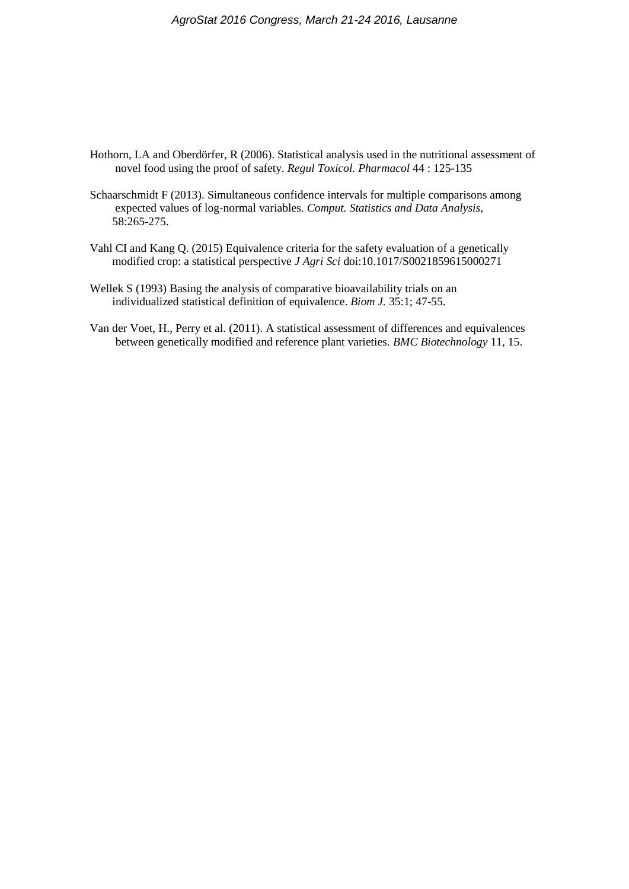Hothorn, LA and Oberdörfer, R (2006). Statistical analysis used in the nutritional assessment of novel food using the proof of safety. *Regul Toxicol. Pharmacol* 44 : 125-135

Schaarschmidt F (2013). Simultaneous confidence intervals for multiple comparisons among expected values of log-normal variables. *Comput. Statistics and Data Analysis*, 58:265-275.

Vahl CI and Kang Q. (2015) Equivalence criteria for the safety evaluation of a genetically modified crop: a statistical perspective *J Agri Sci* doi:10.1017/S0021859615000271

Wellek S (1993) Basing the analysis of comparative bioavailability trials on an individualized statistical definition of equivalence. *Biom J.* 35:1; 47-55.

Van der Voet, H., Perry et al. (2011). A statistical assessment of differences and equivalences between genetically modified and reference plant varieties. *BMC Biotechnology* 11, 15.